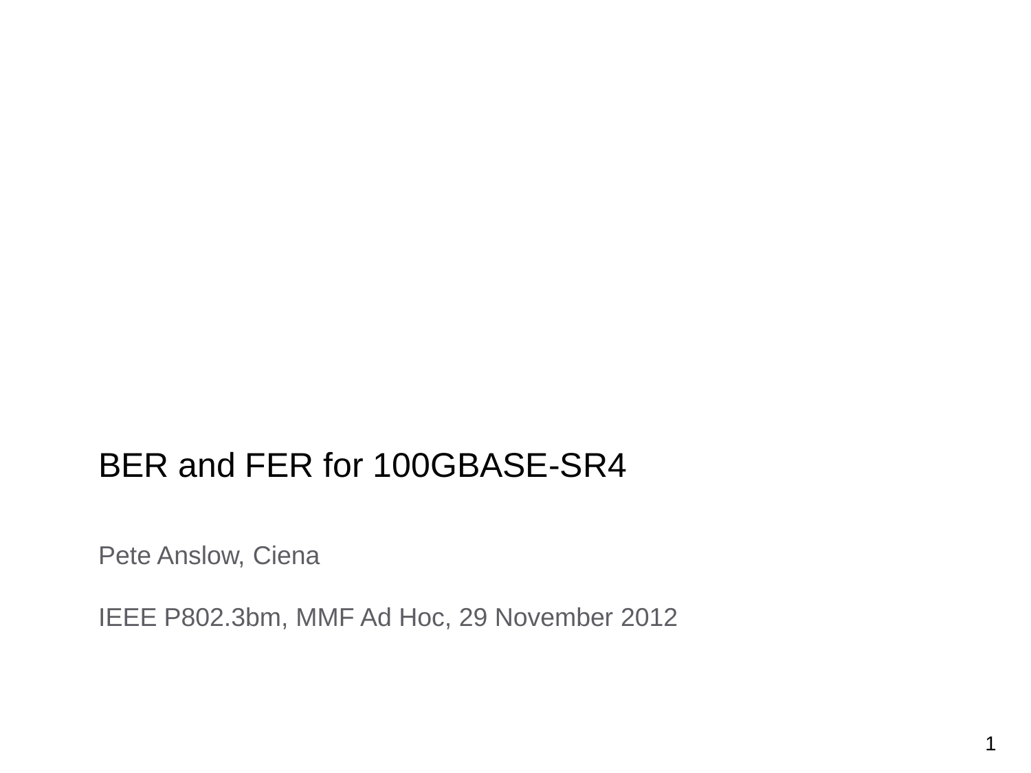# BER and FER for 100GBASE-SR4

Pete Anslow, Ciena

IEEE P802.3bm, MMF Ad Hoc, 29 November 2012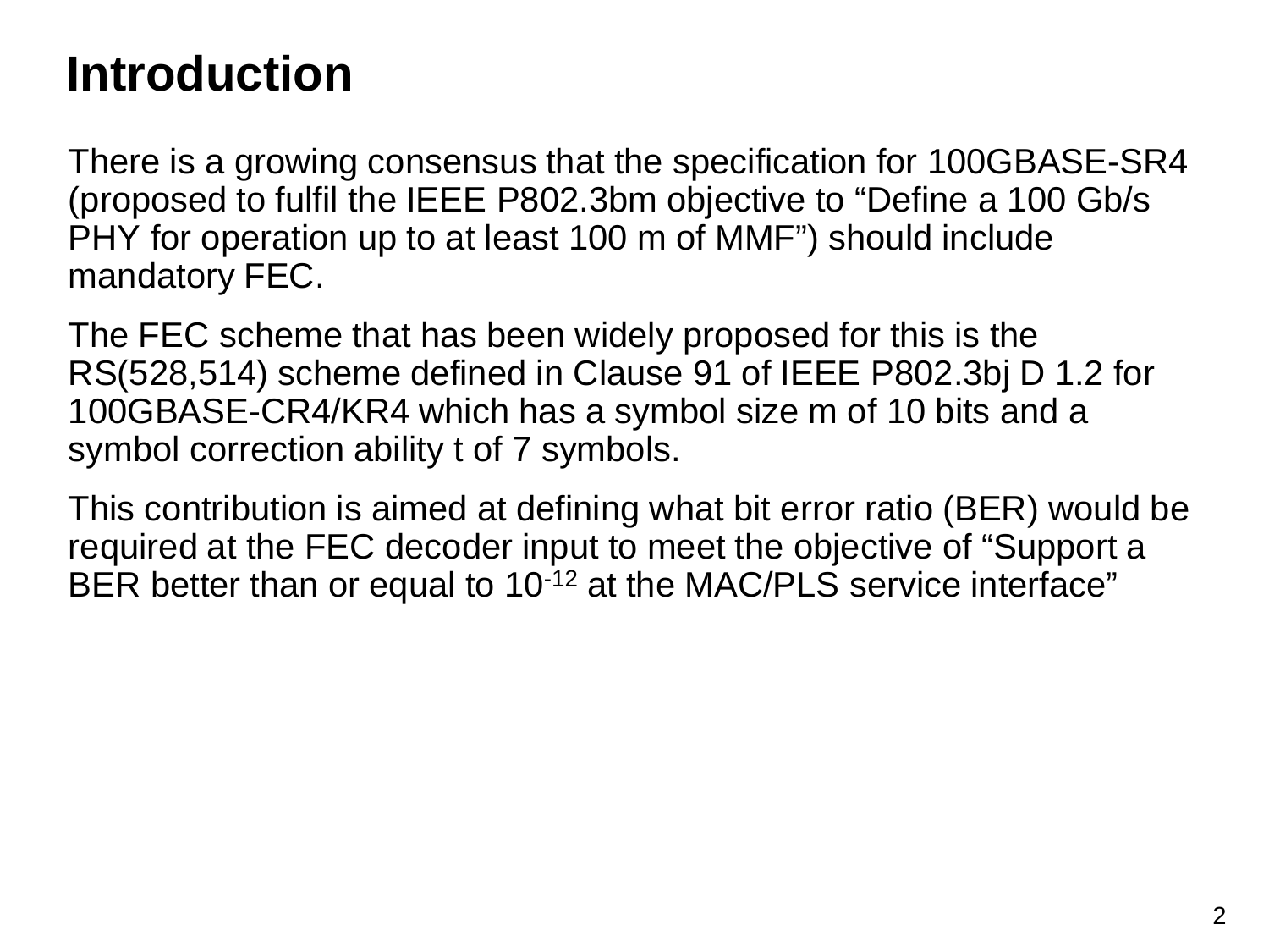# Introduction

There is a growing consensus that the specification for 100GBASE-SR4 (proposed to fulfil the IEEE P802.3bm objective to “Define a 100 Gb/s PHY for operation up to at least 100 m of MMF”) should include mandatory FEC.

The FEC scheme that has been widely proposed for this is the RS(528,514) scheme defined in Clause 91 of IEEE P802.3bj D 1.2 for 100GBASE-CR4/KR4 which has a symbol size m of 10 bits and a symbol correction ability t of 7 symbols.

This contribution is aimed at defining what bit error ratio (BER) would be required at the FEC decoder input to meet the objective of “Support a BER better than or equal to $10^{-12}$ at the MAC/PLS service interface”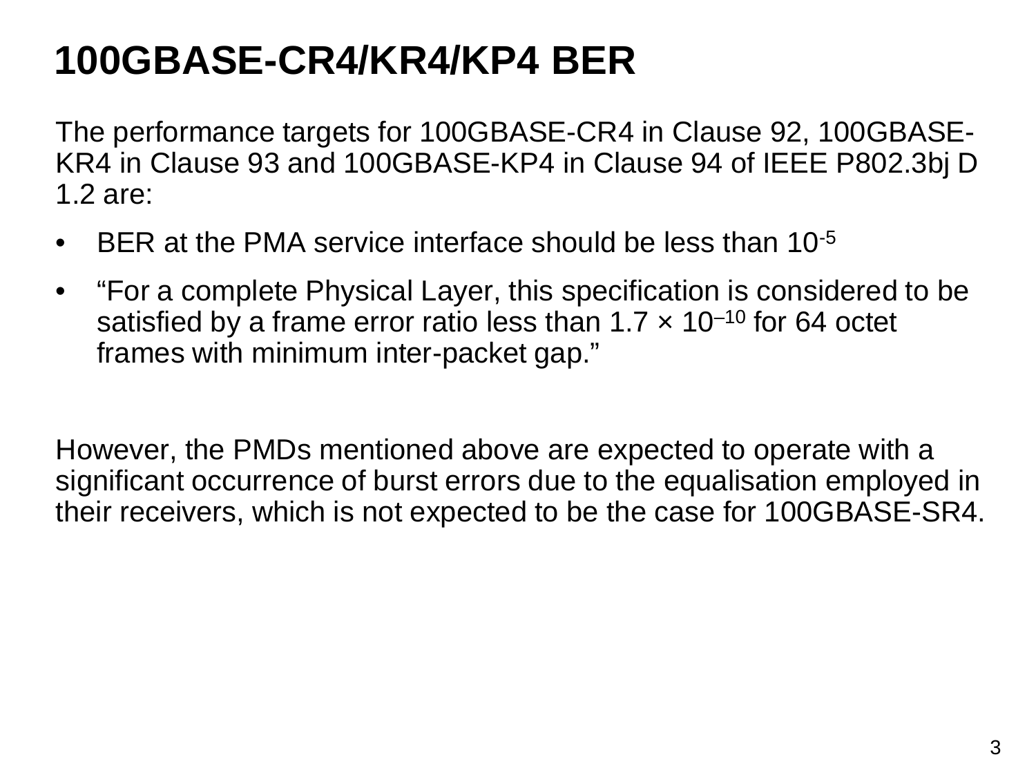# 100GBASE-CR4/KR4/KP4 BER

The performance targets for 100GBASE-CR4 in Clause 92, 100GBASE-KR4 in Clause 93 and 100GBASE-KP4 in Clause 94 of IEEE P802.3bj D 1.2 are:

- BER at the PMA service interface should be less than $10^{-5}$
- "For a complete Physical Layer, this specification is considered to be satisfied by a frame error ratio less than $1.7 \times 10^{-10}$ for 64 octet frames with minimum inter-packet gap."

However, the PMDs mentioned above are expected to operate with a significant occurrence of burst errors due to the equalisation employed in their receivers, which is not expected to be the case for 100GBASE-SR4.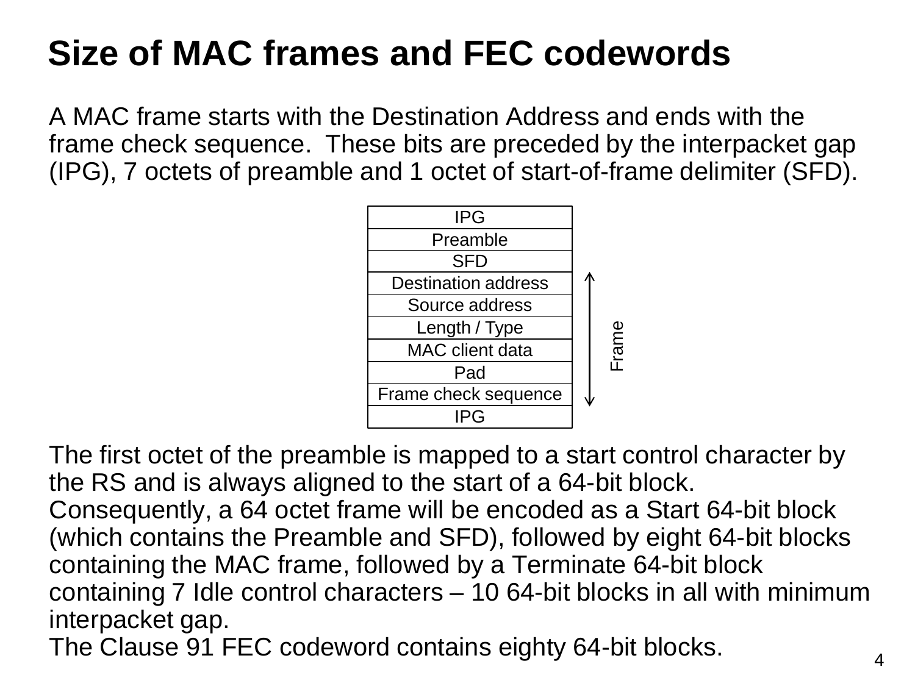# Size of MAC frames and FEC codewords

A MAC frame starts with the Destination Address and ends with the frame check sequence. These bits are preceded by the interpacket gap (IPG), 7 octets of preamble and 1 octet of start-of-frame delimiter (SFD).

| Field |  |
|---|---|
| IPG |  |
| Preamble |  |
| SFD |  |
| Destination address | Frame |
| Source address | Frame |
| Length / Type | Frame |
| MAC client data | Frame |
| Pad | Frame |
| Frame check sequence | Frame |
| IPG |  |

The first octet of the preamble is mapped to a start control character by the RS and is always aligned to the start of a 64-bit block. Consequently, a 64 octet frame will be encoded as a Start 64-bit block (which contains the Preamble and SFD), followed by eight 64-bit blocks containing the MAC frame, followed by a Terminate 64-bit block containing 7 Idle control characters – 10 64-bit blocks in all with minimum interpacket gap.

The Clause 91 FEC codeword contains eighty 64-bit blocks.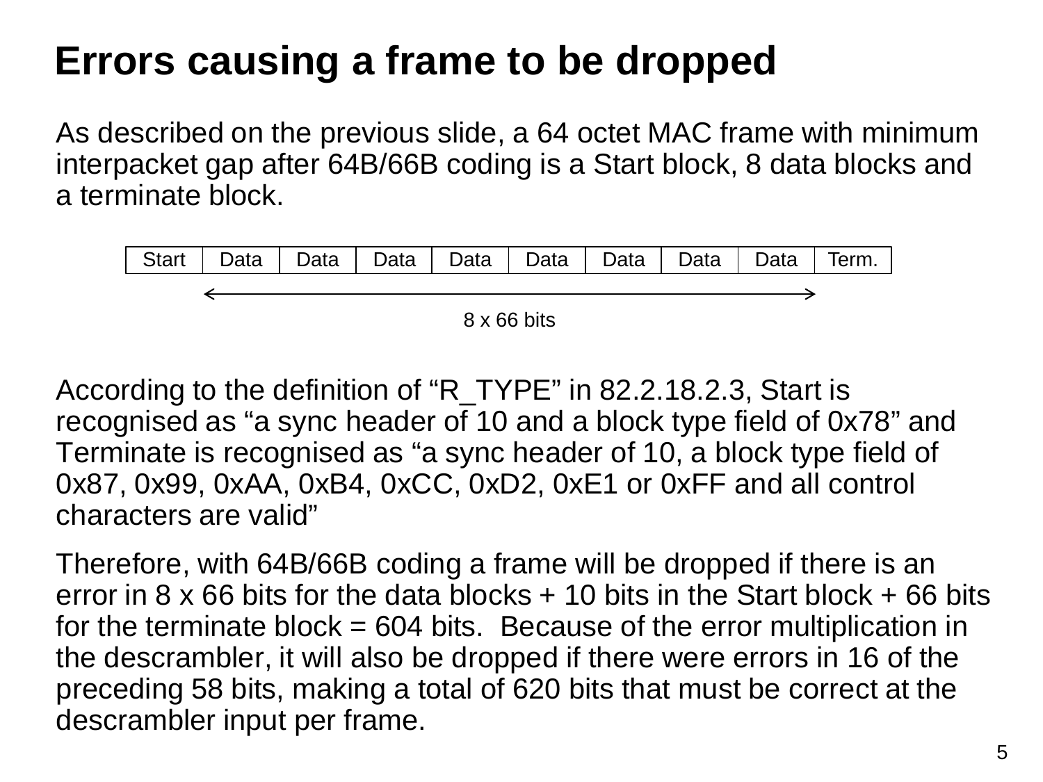# Errors causing a frame to be dropped

As described on the previous slide, a 64 octet MAC frame with minimum interpacket gap after 64B/66B coding is a Start block, 8 data blocks and a terminate block.

| Start | Data | Data | Data | Data | Data | Data | Data | Data | Term. |
|---|---|---|---|---|---|---|---|---|---|

8 x 66 bits

According to the definition of “R_TYPE” in 82.2.18.2.3, Start is recognised as “a sync header of 10 and a block type field of 0x78” and Terminate is recognised as “a sync header of 10, a block type field of 0x87, 0x99, 0xAA, 0xB4, 0xCC, 0xD2, 0xE1 or 0xFF and all control characters are valid”

Therefore, with 64B/66B coding a frame will be dropped if there is an error in 8 x 66 bits for the data blocks + 10 bits in the Start block + 66 bits for the terminate block = 604 bits. Because of the error multiplication in the descrambler, it will also be dropped if there were errors in 16 of the preceding 58 bits, making a total of 620 bits that must be correct at the descrambler input per frame.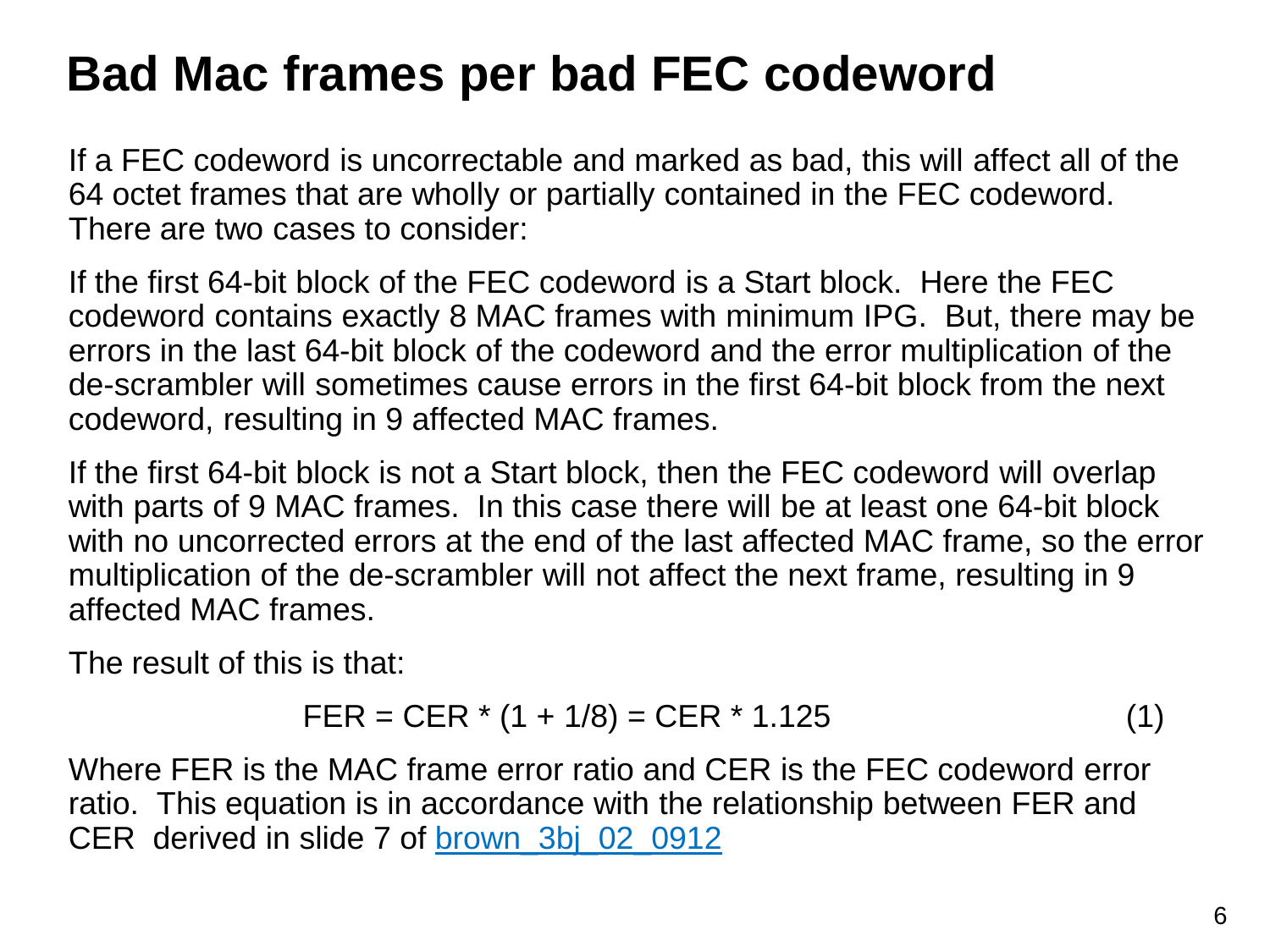# Bad Mac frames per bad FEC codeword

If a FEC codeword is uncorrectable and marked as bad, this will affect all of the 64 octet frames that are wholly or partially contained in the FEC codeword. There are two cases to consider:

If the first 64-bit block of the FEC codeword is a Start block. Here the FEC codeword contains exactly 8 MAC frames with minimum IPG. But, there may be errors in the last 64-bit block of the codeword and the error multiplication of the de-scrambler will sometimes cause errors in the first 64-bit block from the next codeword, resulting in 9 affected MAC frames.

If the first 64-bit block is not a Start block, then the FEC codeword will overlap with parts of 9 MAC frames. In this case there will be at least one 64-bit block with no uncorrected errors at the end of the last affected MAC frame, so the error multiplication of the de-scrambler will not affect the next frame, resulting in 9 affected MAC frames.

The result of this is that:

$$\text{FER} = \text{CER} * (1 + 1/8) = \text{CER} * 1.125 \qquad (1)$$

Where FER is the MAC frame error ratio and CER is the FEC codeword error ratio. This equation is in accordance with the relationship between FER and CER derived in slide 7 of [brown_3bj_02_0912]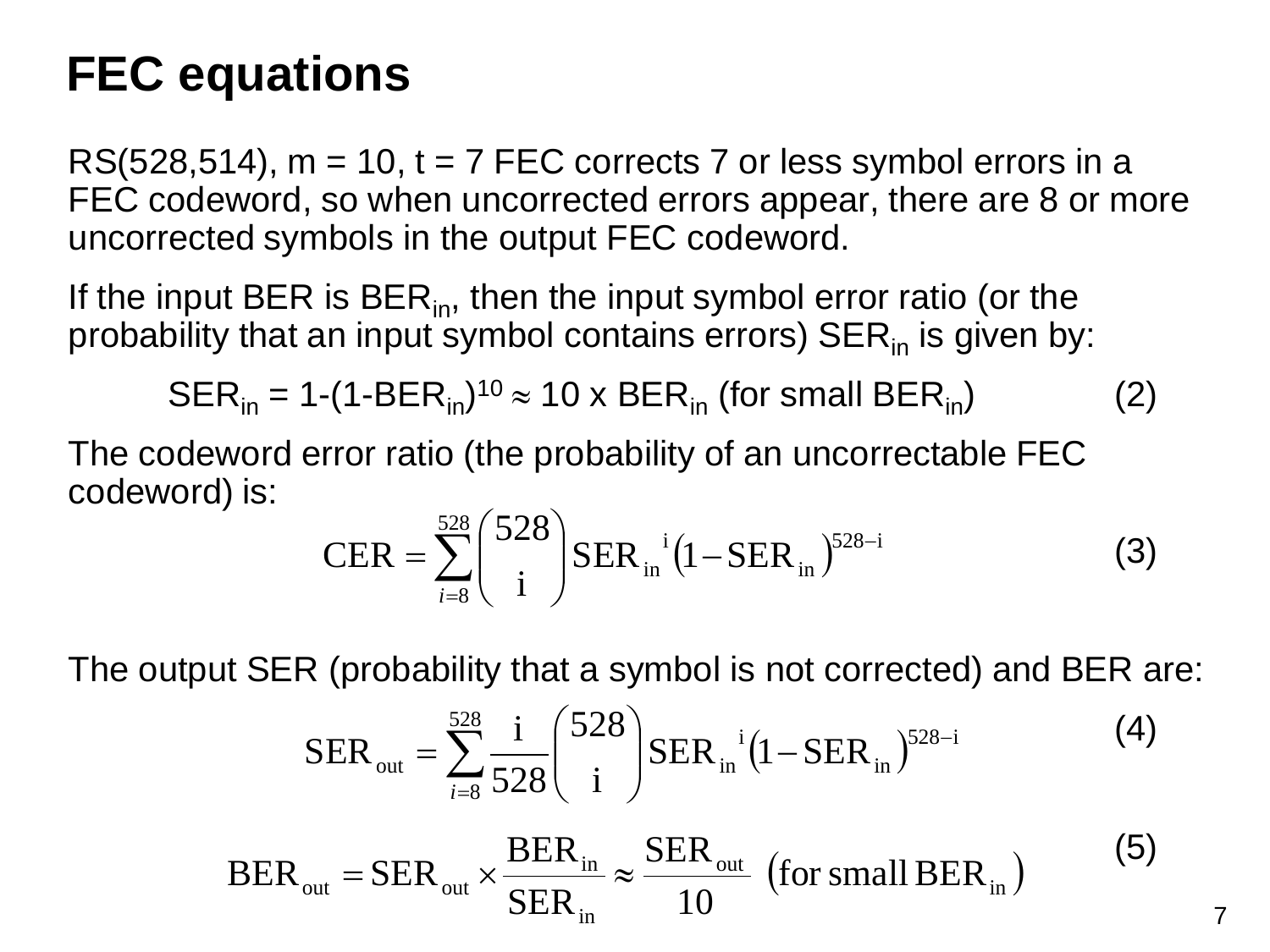# FEC equations

RS(528,514), m = 10, t = 7 FEC corrects 7 or less symbol errors in a FEC codeword, so when uncorrected errors appear, there are 8 or more uncorrected symbols in the output FEC codeword.

If the input BER is $BER_{in}$, then the input symbol error ratio (or the probability that an input symbol contains errors) $SER_{in}$ is given by:

$$SER_{in} = 1-(1-BER_{in})^{10} \approx 10 \times BER_{in} \text{ (for small } BER_{in}) \qquad (2)$$

The codeword error ratio (the probability of an uncorrectable FEC codeword) is:

$$\mathrm{CER} = \sum_{i=8}^{528} \binom{528}{\mathrm{i}} \mathrm{SER_{in}}^{\mathrm{i}} \left(1 - \mathrm{SER_{in}}\right)^{528-\mathrm{i}} \qquad (3)$$

The output SER (probability that a symbol is not corrected) and BER are:

$$\mathrm{SER_{out}} = \sum_{i=8}^{528} \frac{\mathrm{i}}{528} \binom{528}{\mathrm{i}} \mathrm{SER_{in}}^{\mathrm{i}} \left(1 - \mathrm{SER_{in}}\right)^{528-\mathrm{i}} \qquad (4)$$

$$\mathrm{BER_{out}} = \mathrm{SER_{out}} \times \frac{\mathrm{BER_{in}}}{\mathrm{SER_{in}}} \approx \frac{\mathrm{SER_{out}}}{10} \ \left(\text{for small } \mathrm{BER_{in}}\right) \qquad (5)$$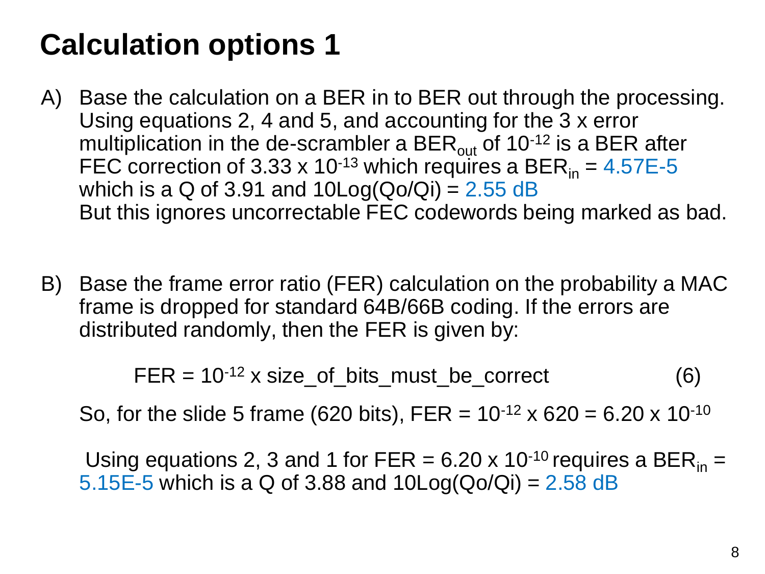# Calculation options 1

A) Base the calculation on a BER in to BER out through the processing. Using equations 2, 4 and 5, and accounting for the 3 x error multiplication in the de-scrambler a $BER_{out}$ of $10^{-12}$ is a BER after FEC correction of $3.33 \times 10^{-13}$ which requires a $BER_{in}$ = 4.57E-5 which is a Q of 3.91 and 10Log(Qo/Qi) = 2.55 dB
But this ignores uncorrectable FEC codewords being marked as bad.

B) Base the frame error ratio (FER) calculation on the probability a MAC frame is dropped for standard 64B/66B coding. If the errors are distributed randomly, then the FER is given by:

$$\text{FER} = 10^{-12} \times \text{size\_of\_bits\_must\_be\_correct} \qquad (6)$$

So, for the slide 5 frame (620 bits), FER = $10^{-12} \times 620 = 6.20 \times 10^{-10}$

Using equations 2, 3 and 1 for FER = $6.20 \times 10^{-10}$ requires a $BER_{in}$ = 5.15E-5 which is a Q of 3.88 and 10Log(Qo/Qi) = 2.58 dB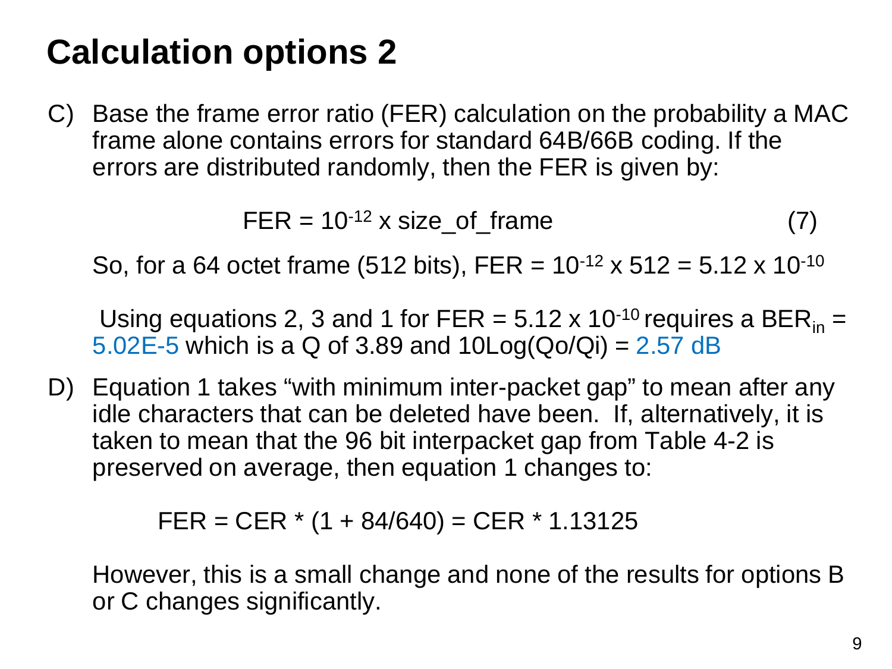# Calculation options 2

C) Base the frame error ratio (FER) calculation on the probability a MAC frame alone contains errors for standard 64B/66B coding. If the errors are distributed randomly, then the FER is given by:

$$\text{FER} = 10^{-12} \times \text{size\_of\_frame} \qquad (7)$$

So, for a 64 octet frame (512 bits), $\text{FER} = 10^{-12} \times 512 = 5.12 \times 10^{-10}$

Using equations 2, 3 and 1 for $\text{FER} = 5.12 \times 10^{-10}$ requires a $\text{BER}_{in}$ = 5.02E-5 which is a Q of 3.89 and 10Log(Qo/Qi) = 2.57 dB

D) Equation 1 takes "with minimum inter-packet gap" to mean after any idle characters that can be deleted have been. If, alternatively, it is taken to mean that the 96 bit interpacket gap from Table 4-2 is preserved on average, then equation 1 changes to:

$$\text{FER} = \text{CER} * (1 + 84/640) = \text{CER} * 1.13125$$

However, this is a small change and none of the results for options B or C changes significantly.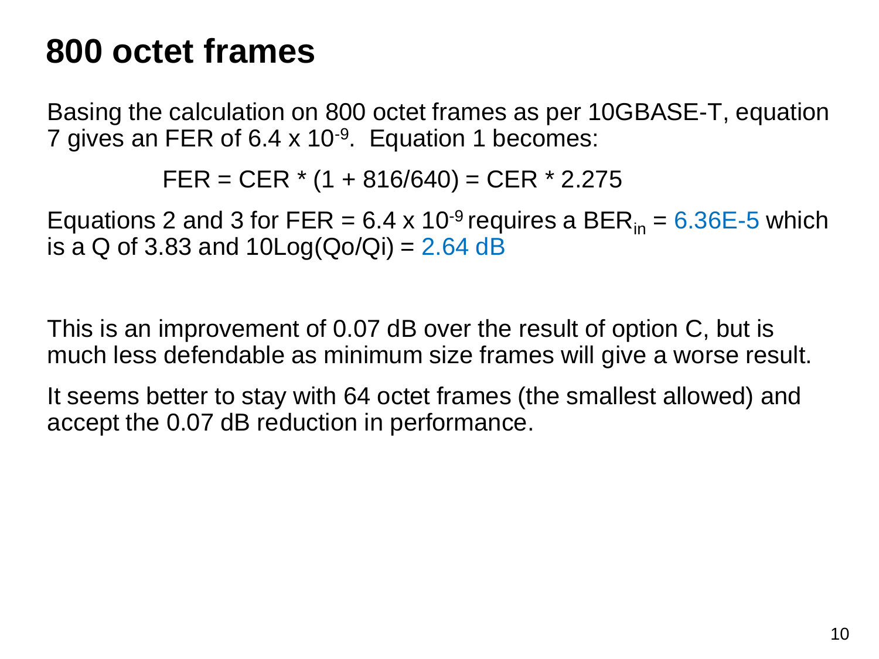# 800 octet frames

Basing the calculation on 800 octet frames as per 10GBASE-T, equation 7 gives an FER of $6.4 \times 10^{-9}$. Equation 1 becomes:

$$FER = CER * (1 + 816/640) = CER * 2.275$$

Equations 2 and 3 for FER = $6.4 \times 10^{-9}$ requires a $BER_{in}$ = 6.36E-5 which is a Q of 3.83 and 10Log(Qo/Qi) = 2.64 dB

This is an improvement of 0.07 dB over the result of option C, but is much less defendable as minimum size frames will give a worse result.

It seems better to stay with 64 octet frames (the smallest allowed) and accept the 0.07 dB reduction in performance.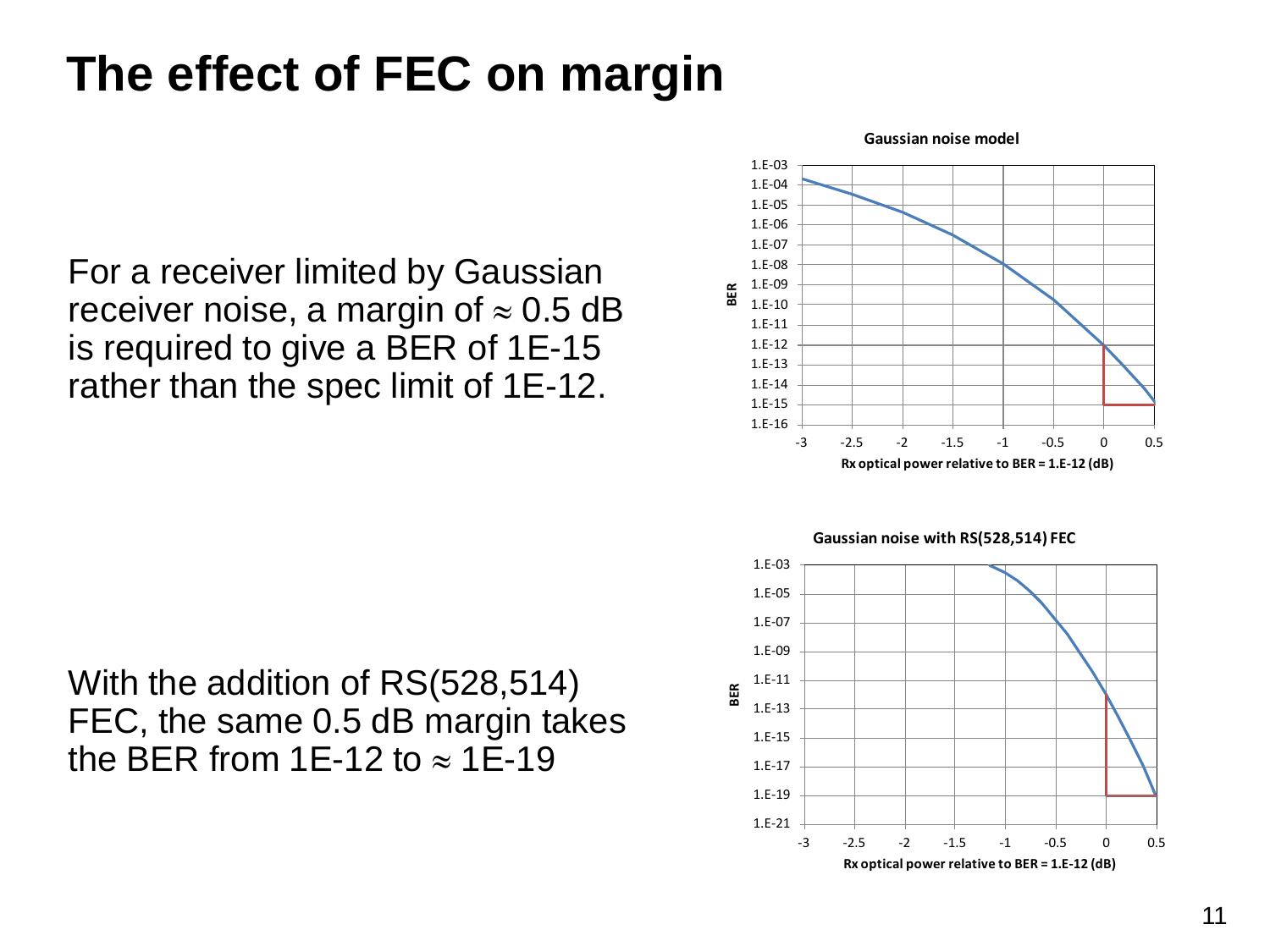# The effect of FEC on margin

For a receiver limited by Gaussian receiver noise, a margin of ≈ 0.5 dB is required to give a BER of 1E-15 rather than the spec limit of 1E-12.

Gaussian noise model

With the addition of RS(528,514) FEC, the same 0.5 dB margin takes the BER from 1E-12 to ≈ 1E-19

Gaussian noise with RS(528,514) FEC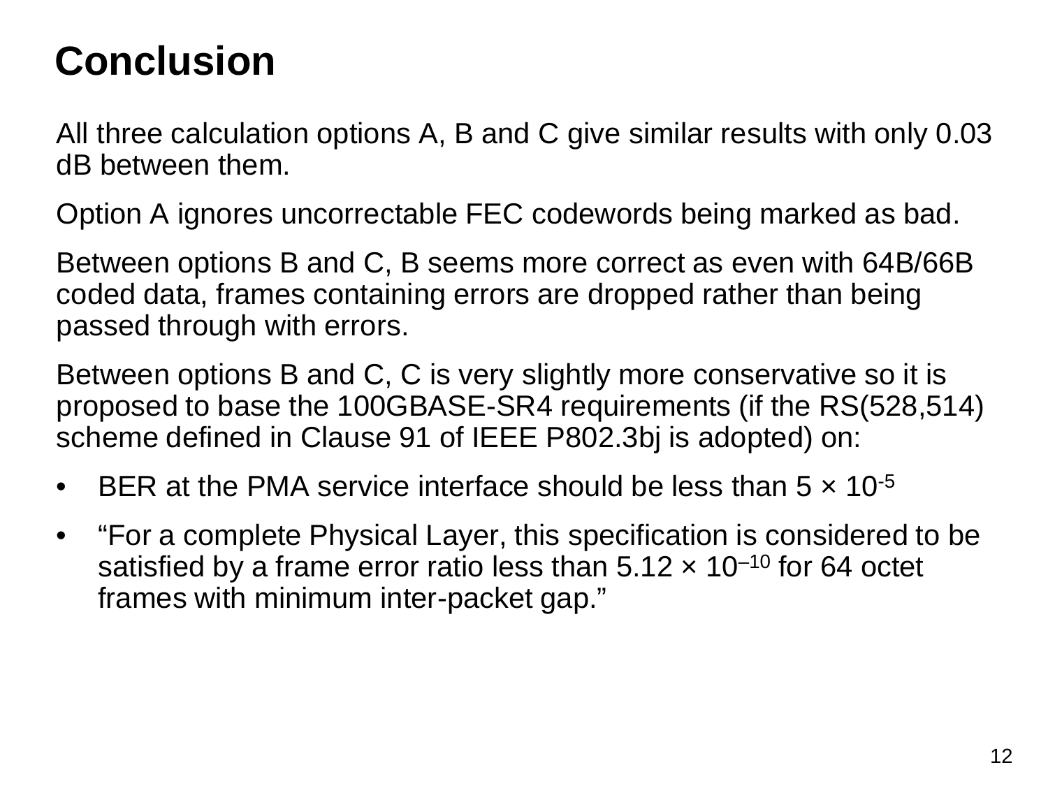# Conclusion

All three calculation options A, B and C give similar results with only 0.03 dB between them.

Option A ignores uncorrectable FEC codewords being marked as bad.

Between options B and C, B seems more correct as even with 64B/66B coded data, frames containing errors are dropped rather than being passed through with errors.

Between options B and C, C is very slightly more conservative so it is proposed to base the 100GBASE-SR4 requirements (if the RS(528,514) scheme defined in Clause 91 of IEEE P802.3bj is adopted) on:

- BER at the PMA service interface should be less than $5 \times 10^{-5}$
- "For a complete Physical Layer, this specification is considered to be satisfied by a frame error ratio less than $5.12 \times 10^{-10}$ for 64 octet frames with minimum inter-packet gap."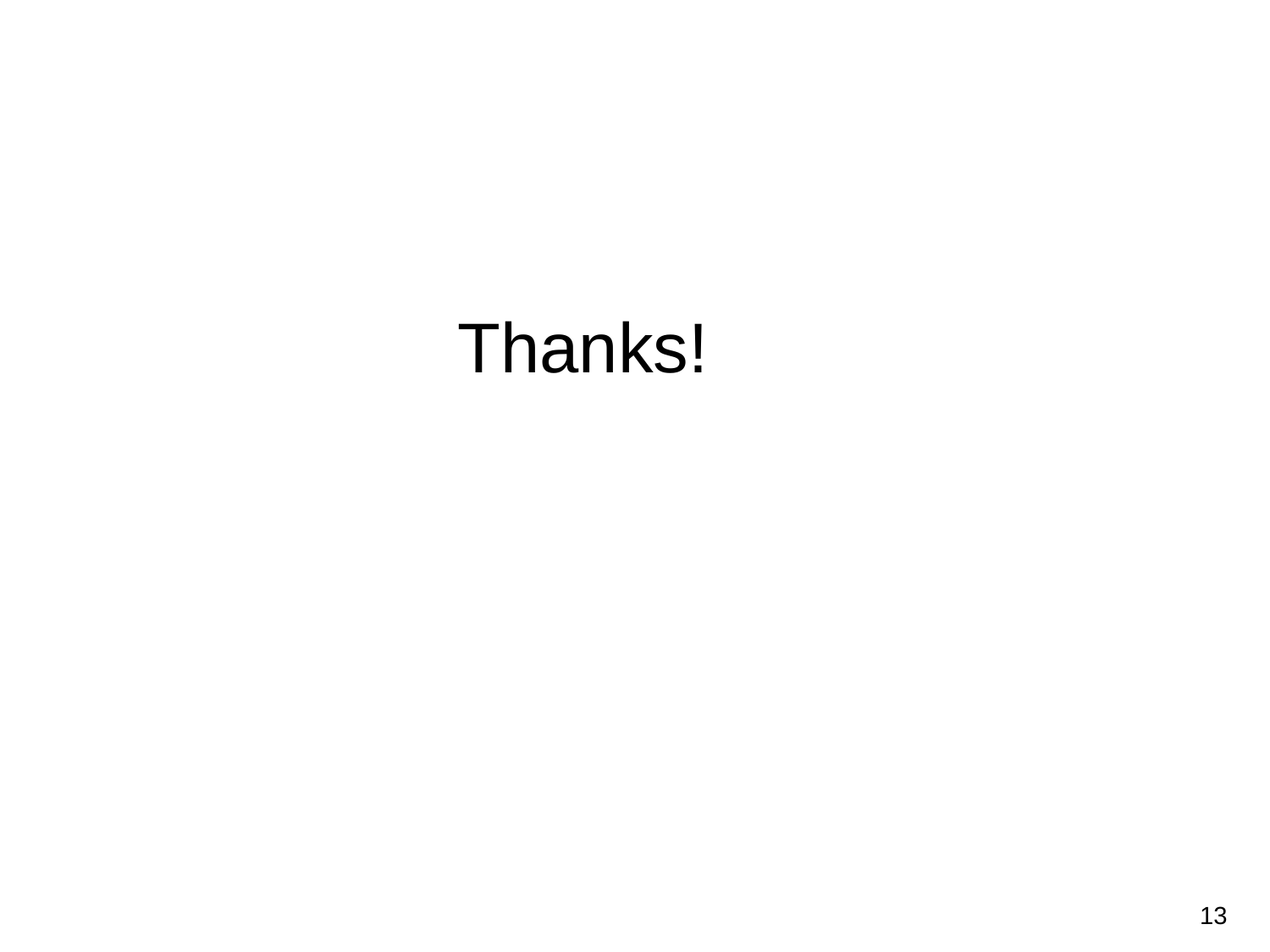Thanks!